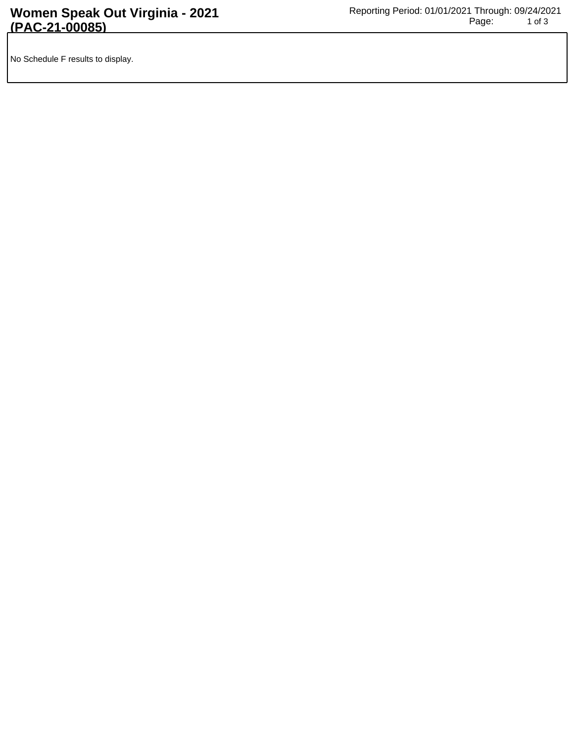# Women Speak Out Virginia - 2021 (PAC-21-00085)

Reporting Period: 01/01/2021 Through: 09/24/2021

No Schedule F results to display.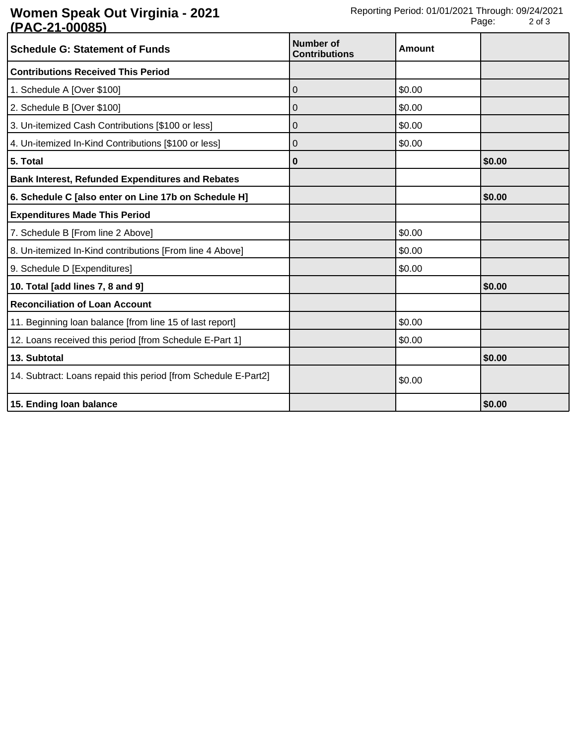# Women Speak Out Virginia - 2021 (PAC-21-00085)

Reporting Period: 01/01/2021 Through: 09/24/2021

| Schedule G: Statement of Funds | Number of Contributions | Amount | |
|---|---|---|---|
| **Contributions Received This Period** | | | |
| 1. Schedule A [Over $100] | 0 | $0.00 | |
| 2. Schedule B [Over $100] | 0 | $0.00 | |
| 3. Un-itemized Cash Contributions [$100 or less] | 0 | $0.00 | |
| 4. Un-itemized In-Kind Contributions [$100 or less] | 0 | $0.00 | |
| **5. Total** | **0** | | **$0.00** |
| **Bank Interest, Refunded Expenditures and Rebates** | | | |
| **6. Schedule C [also enter on Line 17b on Schedule H]** | | | **$0.00** |
| **Expenditures Made This Period** | | | |
| 7. Schedule B [From line 2 Above] | | $0.00 | |
| 8. Un-itemized In-Kind contributions [From line 4 Above] | | $0.00 | |
| 9. Schedule D [Expenditures] | | $0.00 | |
| **10. Total [add lines 7, 8 and 9]** | | | **$0.00** |
| **Reconciliation of Loan Account** | | | |
| 11. Beginning loan balance [from line 15 of last report] | | $0.00 | |
| 12. Loans received this period [from Schedule E-Part 1] | | $0.00 | |
| **13. Subtotal** | | | **$0.00** |
| 14. Subtract: Loans repaid this period [from Schedule E-Part2] | | $0.00 | |
| **15. Ending loan balance** | | | **$0.00** |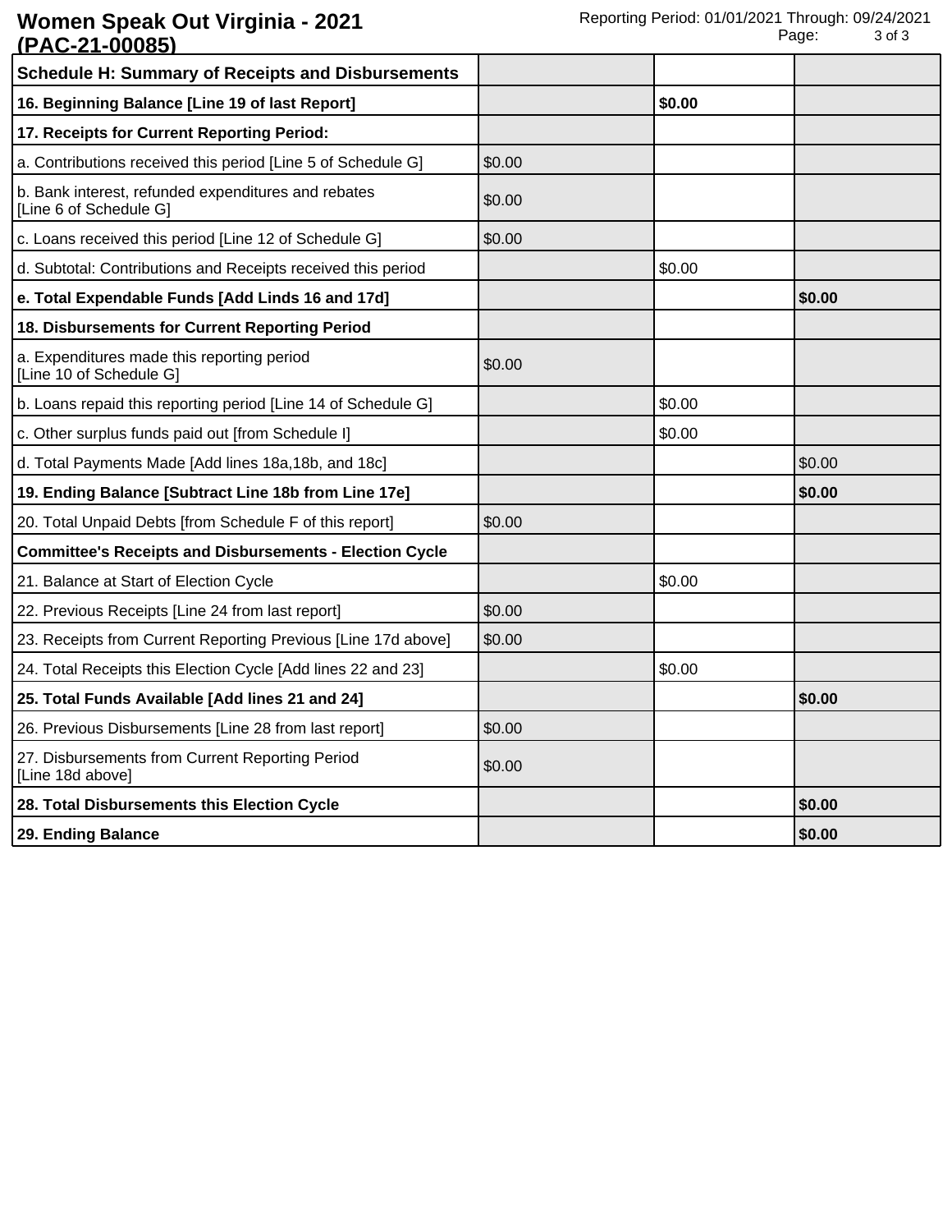# Women Speak Out Virginia - 2021 (PAC-21-00085)

Reporting Period: 01/01/2021 Through: 09/24/2021

| **Schedule H: Summary of Receipts and Disbursements** | | | |
|---|---|---|---|
| **16. Beginning Balance [Line 19 of last Report]** | | **$0.00** | |
| **17. Receipts for Current Reporting Period:** | | | |
| a. Contributions received this period [Line 5 of Schedule G] | $0.00 | | |
| b. Bank interest, refunded expenditures and rebates [Line 6 of Schedule G] | $0.00 | | |
| c. Loans received this period [Line 12 of Schedule G] | $0.00 | | |
| d. Subtotal: Contributions and Receipts received this period | | $0.00 | |
| **e. Total Expendable Funds [Add Linds 16 and 17d]** | | | **$0.00** |
| **18. Disbursements for Current Reporting Period** | | | |
| a. Expenditures made this reporting period [Line 10 of Schedule G] | $0.00 | | |
| b. Loans repaid this reporting period [Line 14 of Schedule G] | | $0.00 | |
| c. Other surplus funds paid out [from Schedule I] | | $0.00 | |
| d. Total Payments Made [Add lines 18a,18b, and 18c] | | | $0.00 |
| **19. Ending Balance [Subtract Line 18b from Line 17e]** | | | **$0.00** |
| 20. Total Unpaid Debts [from Schedule F of this report] | $0.00 | | |
| **Committee's Receipts and Disbursements - Election Cycle** | | | |
| 21. Balance at Start of Election Cycle | | $0.00 | |
| 22. Previous Receipts [Line 24 from last report] | $0.00 | | |
| 23. Receipts from Current Reporting Previous [Line 17d above] | $0.00 | | |
| 24. Total Receipts this Election Cycle [Add lines 22 and 23] | | $0.00 | |
| **25. Total Funds Available [Add lines 21 and 24]** | | | **$0.00** |
| 26. Previous Disbursements [Line 28 from last report] | $0.00 | | |
| 27. Disbursements from Current Reporting Period [Line 18d above] | $0.00 | | |
| **28. Total Disbursements this Election Cycle** | | | **$0.00** |
| **29. Ending Balance** | | | **$0.00** |